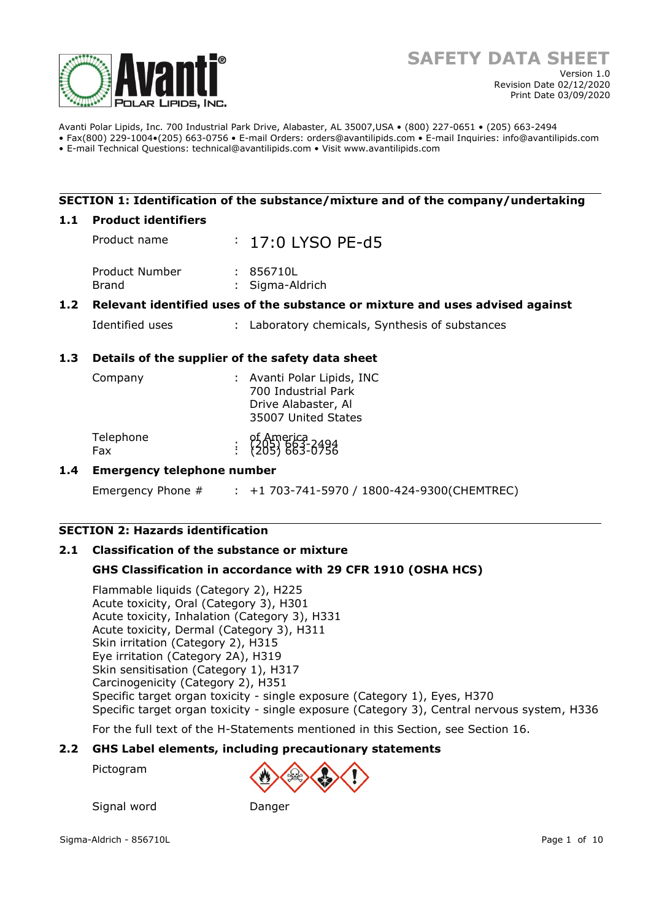# SAFETY DATA SHEET

Version 1.0
Revision Date 02/12/2020
Print Date 03/09/2020

Avanti Polar Lipids, Inc. 700 Industrial Park Drive, Alabaster, AL 35007,USA • (800) 227-0651 • (205) 663-2494
• Fax(800) 229-1004•(205) 663-0756 • E-mail Orders: orders@avantilipids.com • E-mail Inquiries: info@avantilipids.com
• E-mail Technical Questions: technical@avantilipids.com • Visit www.avantilipids.com

## SECTION 1: Identification of the substance/mixture and of the company/undertaking

### 1.1 Product identifiers

| | | |
|---|---|---|
| Product name | : | 17:0 LYSO PE-d5 |
| Product Number | : | 856710L |
| Brand | : | Sigma-Aldrich |

### 1.2 Relevant identified uses of the substance or mixture and uses advised against

| | | |
|---|---|---|
| Identified uses | : | Laboratory chemicals, Synthesis of substances |

### 1.3 Details of the supplier of the safety data sheet

| | | |
|---|---|---|
| Company | : | Avanti Polar Lipids, INC 700 Industrial Park Drive Alabaster, Al 35007 United States of America |
| Telephone | : | (205) 663-2494 |
| Fax | : | (205) 663-0756 |

### 1.4 Emergency telephone number

| | | |
|---|---|---|
| Emergency Phone # | : | +1 703-741-5970 / 1800-424-9300(CHEMTREC) |

## SECTION 2: Hazards identification

### 2.1 Classification of the substance or mixture

**GHS Classification in accordance with 29 CFR 1910 (OSHA HCS)**

Flammable liquids (Category 2), H225
Acute toxicity, Oral (Category 3), H301
Acute toxicity, Inhalation (Category 3), H331
Acute toxicity, Dermal (Category 3), H311
Skin irritation (Category 2), H315
Eye irritation (Category 2A), H319
Skin sensitisation (Category 1), H317
Carcinogenicity (Category 2), H351
Specific target organ toxicity - single exposure (Category 1), Eyes, H370
Specific target organ toxicity - single exposure (Category 3), Central nervous system, H336

For the full text of the H-Statements mentioned in this Section, see Section 16.

### 2.2 GHS Label elements, including precautionary statements

Pictogram

Signal word Danger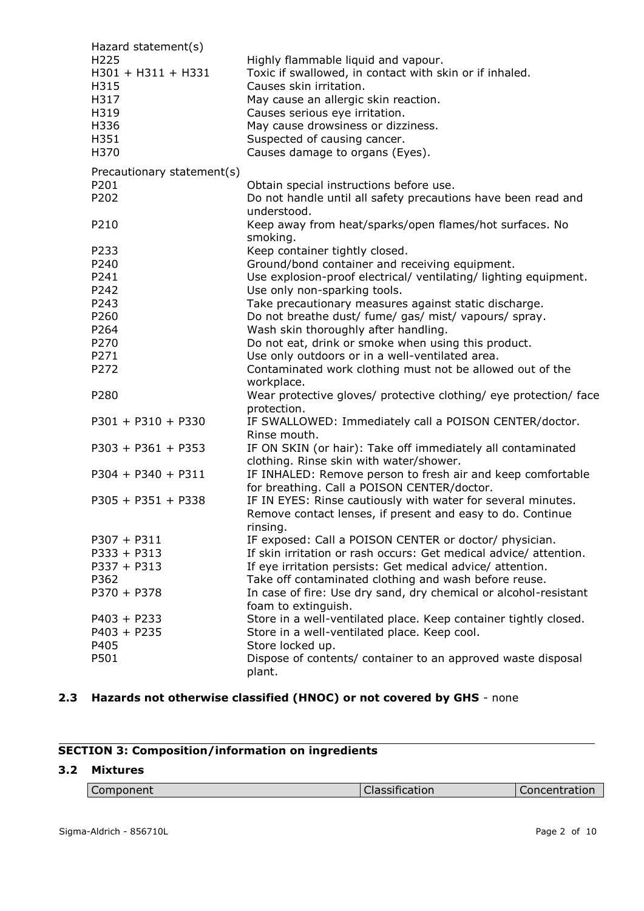Hazard statement(s)

| | |
|---|---|
| H225 | Highly flammable liquid and vapour. |
| H301 + H311 + H331 | Toxic if swallowed, in contact with skin or if inhaled. |
| H315 | Causes skin irritation. |
| H317 | May cause an allergic skin reaction. |
| H319 | Causes serious eye irritation. |
| H336 | May cause drowsiness or dizziness. |
| H351 | Suspected of causing cancer. |
| H370 | Causes damage to organs (Eyes). |

Precautionary statement(s)

| | |
|---|---|
| P201 | Obtain special instructions before use. |
| P202 | Do not handle until all safety precautions have been read and understood. |
| P210 | Keep away from heat/sparks/open flames/hot surfaces. No smoking. |
| P233 | Keep container tightly closed. |
| P240 | Ground/bond container and receiving equipment. |
| P241 | Use explosion-proof electrical/ ventilating/ lighting equipment. |
| P242 | Use only non-sparking tools. |
| P243 | Take precautionary measures against static discharge. |
| P260 | Do not breathe dust/ fume/ gas/ mist/ vapours/ spray. |
| P264 | Wash skin thoroughly after handling. |
| P270 | Do not eat, drink or smoke when using this product. |
| P271 | Use only outdoors or in a well-ventilated area. |
| P272 | Contaminated work clothing must not be allowed out of the workplace. |
| P280 | Wear protective gloves/ protective clothing/ eye protection/ face protection. |
| P301 + P310 + P330 | IF SWALLOWED: Immediately call a POISON CENTER/doctor. Rinse mouth. |
| P303 + P361 + P353 | IF ON SKIN (or hair): Take off immediately all contaminated clothing. Rinse skin with water/shower. |
| P304 + P340 + P311 | IF INHALED: Remove person to fresh air and keep comfortable for breathing. Call a POISON CENTER/doctor. |
| P305 + P351 + P338 | IF IN EYES: Rinse cautiously with water for several minutes. Remove contact lenses, if present and easy to do. Continue rinsing. |
| P307 + P311 | IF exposed: Call a POISON CENTER or doctor/ physician. |
| P333 + P313 | If skin irritation or rash occurs: Get medical advice/ attention. |
| P337 + P313 | If eye irritation persists: Get medical advice/ attention. |
| P362 | Take off contaminated clothing and wash before reuse. |
| P370 + P378 | In case of fire: Use dry sand, dry chemical or alcohol-resistant foam to extinguish. |
| P403 + P233 | Store in a well-ventilated place. Keep container tightly closed. |
| P403 + P235 | Store in a well-ventilated place. Keep cool. |
| P405 | Store locked up. |
| P501 | Dispose of contents/ container to an approved waste disposal plant. |

## 2.3 Hazards not otherwise classified (HNOC) or not covered by GHS - none

## SECTION 3: Composition/information on ingredients

### 3.2 Mixtures

| Component | Classification | Concentration |
|---|---|---|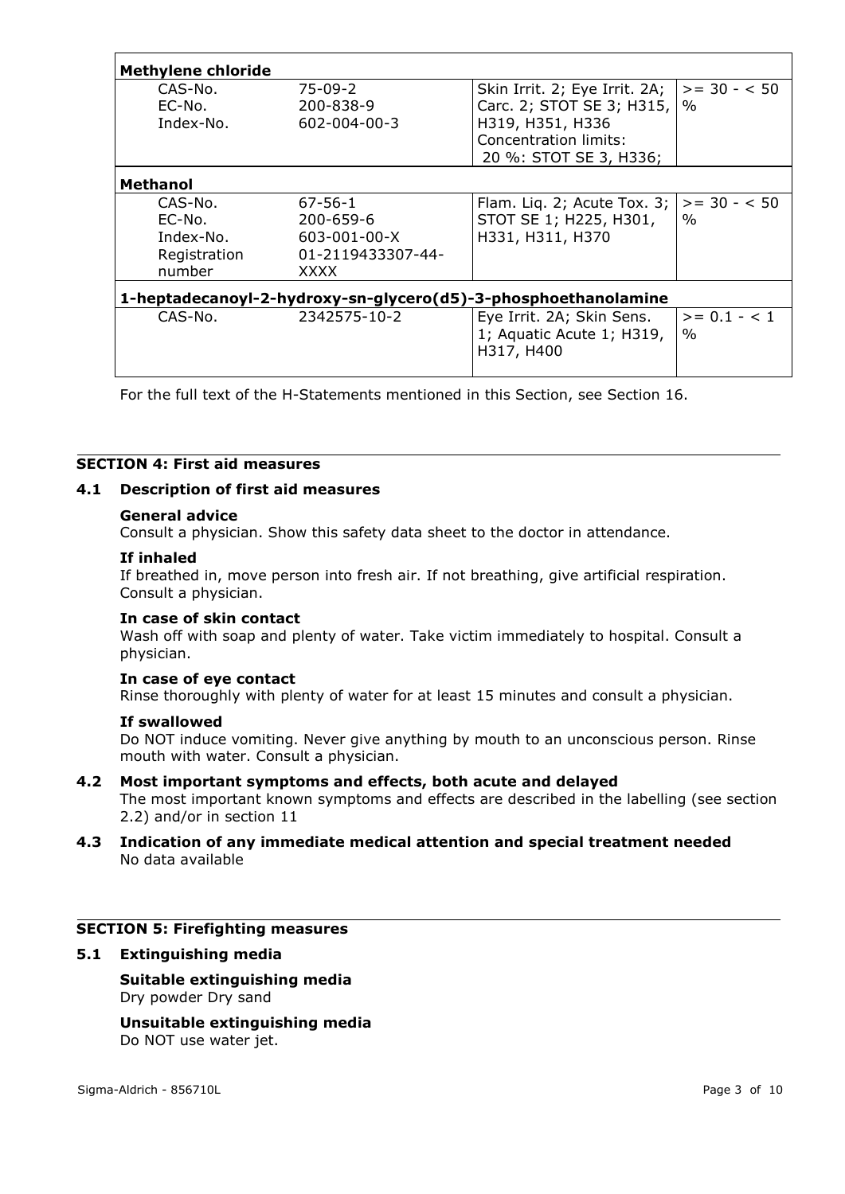| Methylene chloride | | | |
|---|---|---|---|
| CAS-No.<br>EC-No.<br>Index-No. | 75-09-2<br>200-838-9<br>602-004-00-3 | Skin Irrit. 2; Eye Irrit. 2A; Carc. 2; STOT SE 3; H315, H319, H351, H336<br>Concentration limits:<br>20 %: STOT SE 3, H336; | >= 30 - < 50 % |
| **Methanol** | | | |
| CAS-No.<br>EC-No.<br>Index-No.<br>Registration number | 67-56-1<br>200-659-6<br>603-001-00-X<br>01-2119433307-44-XXXX | Flam. Liq. 2; Acute Tox. 3; STOT SE 1; H225, H301, H331, H311, H370 | >= 30 - < 50 % |
| **1-heptadecanoyl-2-hydroxy-sn-glycero(d5)-3-phosphoethanolamine** | | | |
| CAS-No. | 2342575-10-2 | Eye Irrit. 2A; Skin Sens. 1; Aquatic Acute 1; H319, H317, H400 | >= 0.1 - < 1 % |

For the full text of the H-Statements mentioned in this Section, see Section 16.

## SECTION 4: First aid measures

### 4.1 Description of first aid measures

**General advice**
Consult a physician. Show this safety data sheet to the doctor in attendance.

**If inhaled**
If breathed in, move person into fresh air. If not breathing, give artificial respiration. Consult a physician.

**In case of skin contact**
Wash off with soap and plenty of water. Take victim immediately to hospital. Consult a physician.

**In case of eye contact**
Rinse thoroughly with plenty of water for at least 15 minutes and consult a physician.

**If swallowed**
Do NOT induce vomiting. Never give anything by mouth to an unconscious person. Rinse mouth with water. Consult a physician.

### 4.2 Most important symptoms and effects, both acute and delayed

The most important known symptoms and effects are described in the labelling (see section 2.2) and/or in section 11

### 4.3 Indication of any immediate medical attention and special treatment needed

No data available

## SECTION 5: Firefighting measures

### 5.1 Extinguishing media

**Suitable extinguishing media**
Dry powder Dry sand

**Unsuitable extinguishing media**
Do NOT use water jet.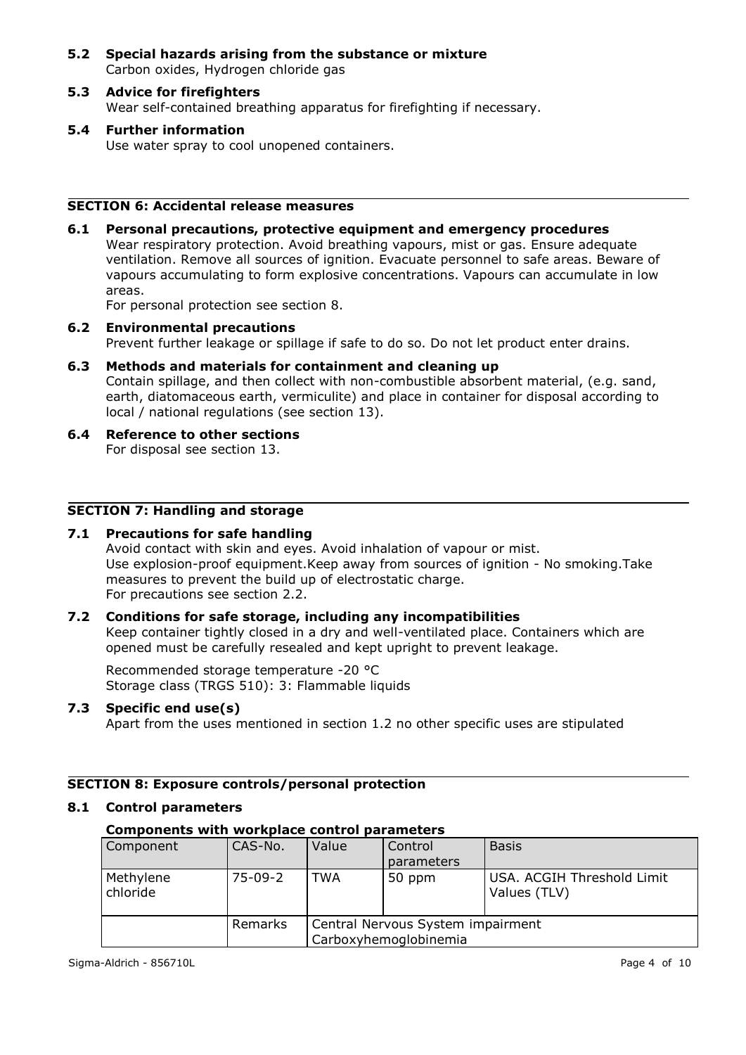**5.2 Special hazards arising from the substance or mixture**
Carbon oxides, Hydrogen chloride gas

**5.3 Advice for firefighters**
Wear self-contained breathing apparatus for firefighting if necessary.

**5.4 Further information**
Use water spray to cool unopened containers.

## SECTION 6: Accidental release measures

**6.1 Personal precautions, protective equipment and emergency procedures**
Wear respiratory protection. Avoid breathing vapours, mist or gas. Ensure adequate ventilation. Remove all sources of ignition. Evacuate personnel to safe areas. Beware of vapours accumulating to form explosive concentrations. Vapours can accumulate in low areas.
For personal protection see section 8.

**6.2 Environmental precautions**
Prevent further leakage or spillage if safe to do so. Do not let product enter drains.

**6.3 Methods and materials for containment and cleaning up**
Contain spillage, and then collect with non-combustible absorbent material, (e.g. sand, earth, diatomaceous earth, vermiculite) and place in container for disposal according to local / national regulations (see section 13).

**6.4 Reference to other sections**
For disposal see section 13.

## SECTION 7: Handling and storage

**7.1 Precautions for safe handling**
Avoid contact with skin and eyes. Avoid inhalation of vapour or mist.
Use explosion-proof equipment.Keep away from sources of ignition - No smoking.Take measures to prevent the build up of electrostatic charge.
For precautions see section 2.2.

**7.2 Conditions for safe storage, including any incompatibilities**
Keep container tightly closed in a dry and well-ventilated place. Containers which are opened must be carefully resealed and kept upright to prevent leakage.

Recommended storage temperature -20 °C
Storage class (TRGS 510): 3: Flammable liquids

**7.3 Specific end use(s)**
Apart from the uses mentioned in section 1.2 no other specific uses are stipulated

## SECTION 8: Exposure controls/personal protection

**8.1 Control parameters**

**Components with workplace control parameters**

| Component | CAS-No. | Value | Control parameters | Basis |
|---|---|---|---|---|
| Methylene chloride | 75-09-2 | TWA | 50 ppm | USA. ACGIH Threshold Limit Values (TLV) |
| | Remarks | Central Nervous System impairment<br>Carboxyhemoglobinemia | | |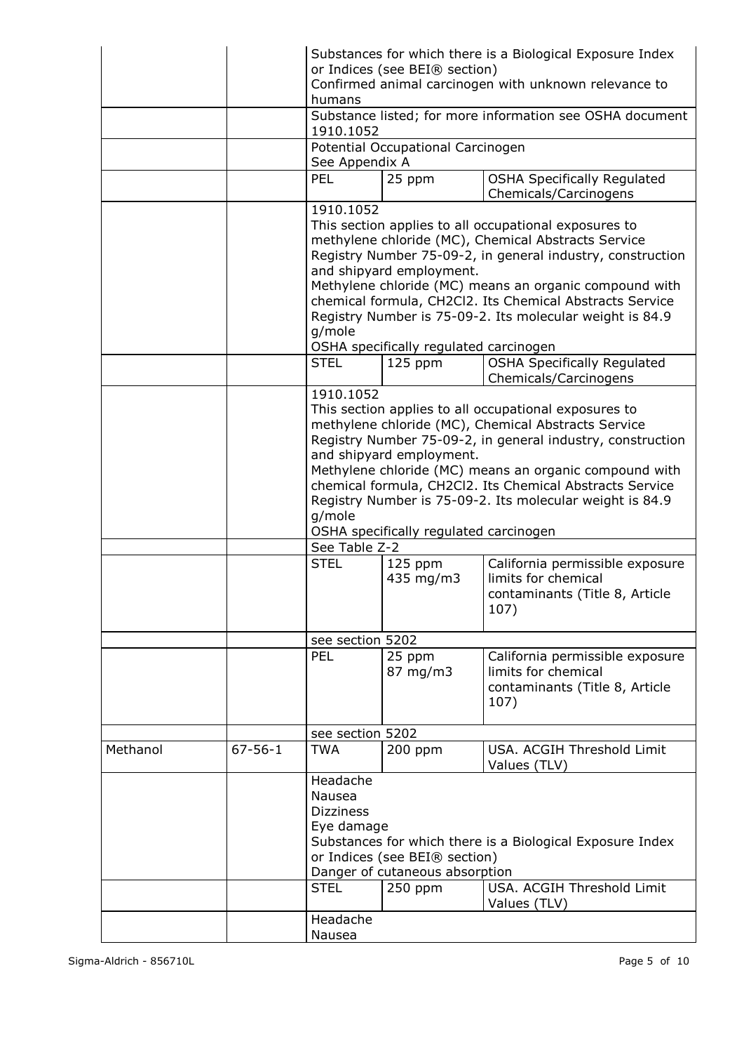| | | | | |
|---|---|---|---|---|
| | | Substances for which there is a Biological Exposure Index or Indices (see BEI® section)<br>Confirmed animal carcinogen with unknown relevance to humans | | |
| | | Substance listed; for more information see OSHA document 1910.1052 | | |
| | | Potential Occupational Carcinogen<br>See Appendix A | | |
| | | PEL | 25 ppm | OSHA Specifically Regulated Chemicals/Carcinogens |
| | | 1910.1052<br>This section applies to all occupational exposures to methylene chloride (MC), Chemical Abstracts Service Registry Number 75-09-2, in general industry, construction and shipyard employment.<br>Methylene chloride (MC) means an organic compound with chemical formula, CH2Cl2. Its Chemical Abstracts Service Registry Number is 75-09-2. Its molecular weight is 84.9 g/mole<br>OSHA specifically regulated carcinogen | | |
| | | STEL | 125 ppm | OSHA Specifically Regulated Chemicals/Carcinogens |
| | | 1910.1052<br>This section applies to all occupational exposures to methylene chloride (MC), Chemical Abstracts Service Registry Number 75-09-2, in general industry, construction and shipyard employment.<br>Methylene chloride (MC) means an organic compound with chemical formula, CH2Cl2. Its Chemical Abstracts Service Registry Number is 75-09-2. Its molecular weight is 84.9 g/mole<br>OSHA specifically regulated carcinogen | | |
| | | See Table Z-2 | | |
| | | STEL | 125 ppm<br>435 mg/m3 | California permissible exposure limits for chemical contaminants (Title 8, Article 107) |
| | | see section 5202 | | |
| | | PEL | 25 ppm<br>87 mg/m3 | California permissible exposure limits for chemical contaminants (Title 8, Article 107) |
| | | see section 5202 | | |
| Methanol | 67-56-1 | TWA | 200 ppm | USA. ACGIH Threshold Limit Values (TLV) |
| | | Headache<br>Nausea<br>Dizziness<br>Eye damage<br>Substances for which there is a Biological Exposure Index or Indices (see BEI® section)<br>Danger of cutaneous absorption | | |
| | | STEL | 250 ppm | USA. ACGIH Threshold Limit Values (TLV) |
| | | Headache<br>Nausea | | |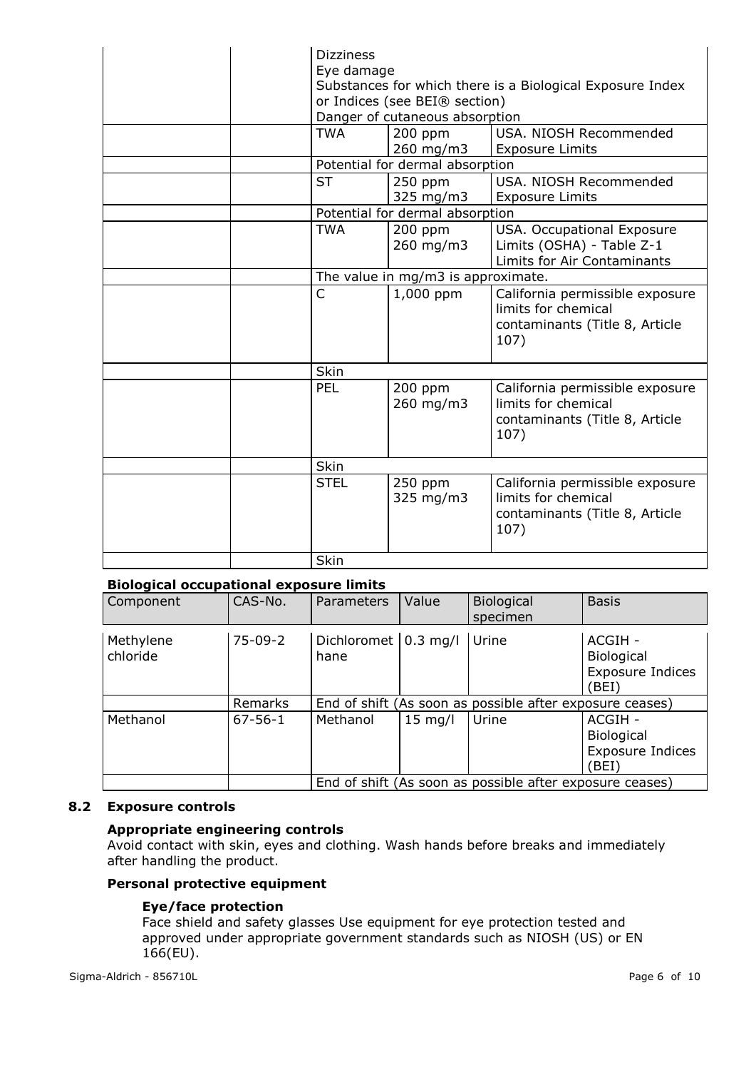| | | | | |
|---|---|---|---|---|
| | | Dizziness<br>Eye damage<br>Substances for which there is a Biological Exposure Index or Indices (see BEI® section)<br>Danger of cutaneous absorption | | |
| | | TWA | 200 ppm<br>260 mg/m3 | USA. NIOSH Recommended Exposure Limits |
| | | Potential for dermal absorption | | |
| | | ST | 250 ppm<br>325 mg/m3 | USA. NIOSH Recommended Exposure Limits |
| | | Potential for dermal absorption | | |
| | | TWA | 200 ppm<br>260 mg/m3 | USA. Occupational Exposure Limits (OSHA) - Table Z-1 Limits for Air Contaminants |
| | | The value in mg/m3 is approximate. | | |
| | | C | 1,000 ppm | California permissible exposure limits for chemical contaminants (Title 8, Article 107) |
| | | Skin | | |
| | | PEL | 200 ppm<br>260 mg/m3 | California permissible exposure limits for chemical contaminants (Title 8, Article 107) |
| | | Skin | | |
| | | STEL | 250 ppm<br>325 mg/m3 | California permissible exposure limits for chemical contaminants (Title 8, Article 107) |
| | | Skin | | |

**Biological occupational exposure limits**

| Component | CAS-No. | Parameters | Value | Biological specimen | Basis |
|---|---|---|---|---|---|
| Methylene chloride | 75-09-2 | Dichloromethane | 0.3 mg/l | Urine | ACGIH - Biological Exposure Indices (BEI) |
| | Remarks | End of shift (As soon as possible after exposure ceases) | | | |
| Methanol | 67-56-1 | Methanol | 15 mg/l | Urine | ACGIH - Biological Exposure Indices (BEI) |
| | | End of shift (As soon as possible after exposure ceases) | | | |

## 8.2 Exposure controls

### Appropriate engineering controls

Avoid contact with skin, eyes and clothing. Wash hands before breaks and immediately after handling the product.

### Personal protective equipment

#### Eye/face protection

Face shield and safety glasses Use equipment for eye protection tested and approved under appropriate government standards such as NIOSH (US) or EN 166(EU).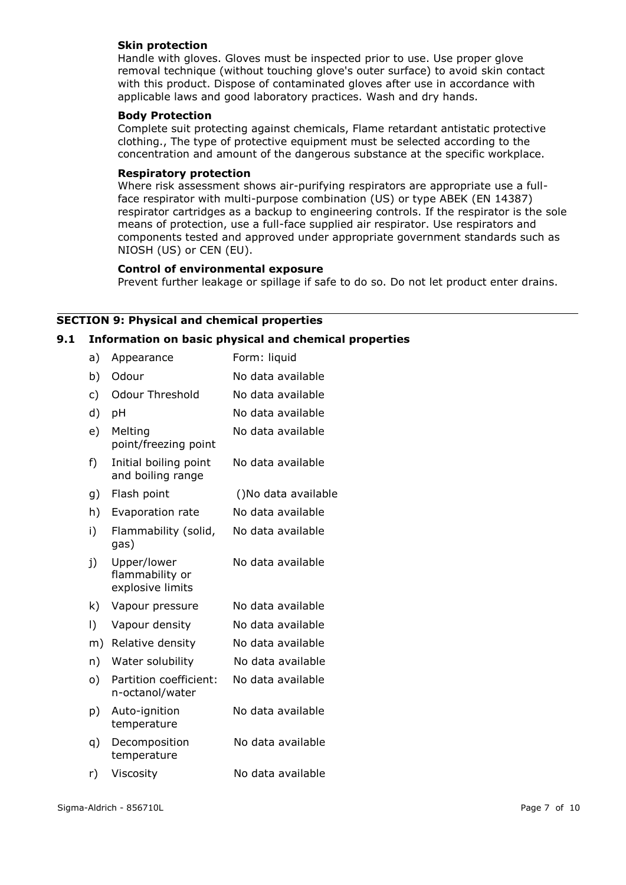**Skin protection**

Handle with gloves. Gloves must be inspected prior to use. Use proper glove removal technique (without touching glove's outer surface) to avoid skin contact with this product. Dispose of contaminated gloves after use in accordance with applicable laws and good laboratory practices. Wash and dry hands.

**Body Protection**

Complete suit protecting against chemicals, Flame retardant antistatic protective clothing., The type of protective equipment must be selected according to the concentration and amount of the dangerous substance at the specific workplace.

**Respiratory protection**

Where risk assessment shows air-purifying respirators are appropriate use a full-face respirator with multi-purpose combination (US) or type ABEK (EN 14387) respirator cartridges as a backup to engineering controls. If the respirator is the sole means of protection, use a full-face supplied air respirator. Use respirators and components tested and approved under appropriate government standards such as NIOSH (US) or CEN (EU).

**Control of environmental exposure**

Prevent further leakage or spillage if safe to do so. Do not let product enter drains.

## SECTION 9: Physical and chemical properties

### 9.1 Information on basic physical and chemical properties

| | | |
|---|---|---|
| a) | Appearance | Form: liquid |
| b) | Odour | No data available |
| c) | Odour Threshold | No data available |
| d) | pH | No data available |
| e) | Melting point/freezing point | No data available |
| f) | Initial boiling point and boiling range | No data available |
| g) | Flash point | ()No data available |
| h) | Evaporation rate | No data available |
| i) | Flammability (solid, gas) | No data available |
| j) | Upper/lower flammability or explosive limits | No data available |
| k) | Vapour pressure | No data available |
| l) | Vapour density | No data available |
| m) | Relative density | No data available |
| n) | Water solubility | No data available |
| o) | Partition coefficient: n-octanol/water | No data available |
| p) | Auto-ignition temperature | No data available |
| q) | Decomposition temperature | No data available |
| r) | Viscosity | No data available |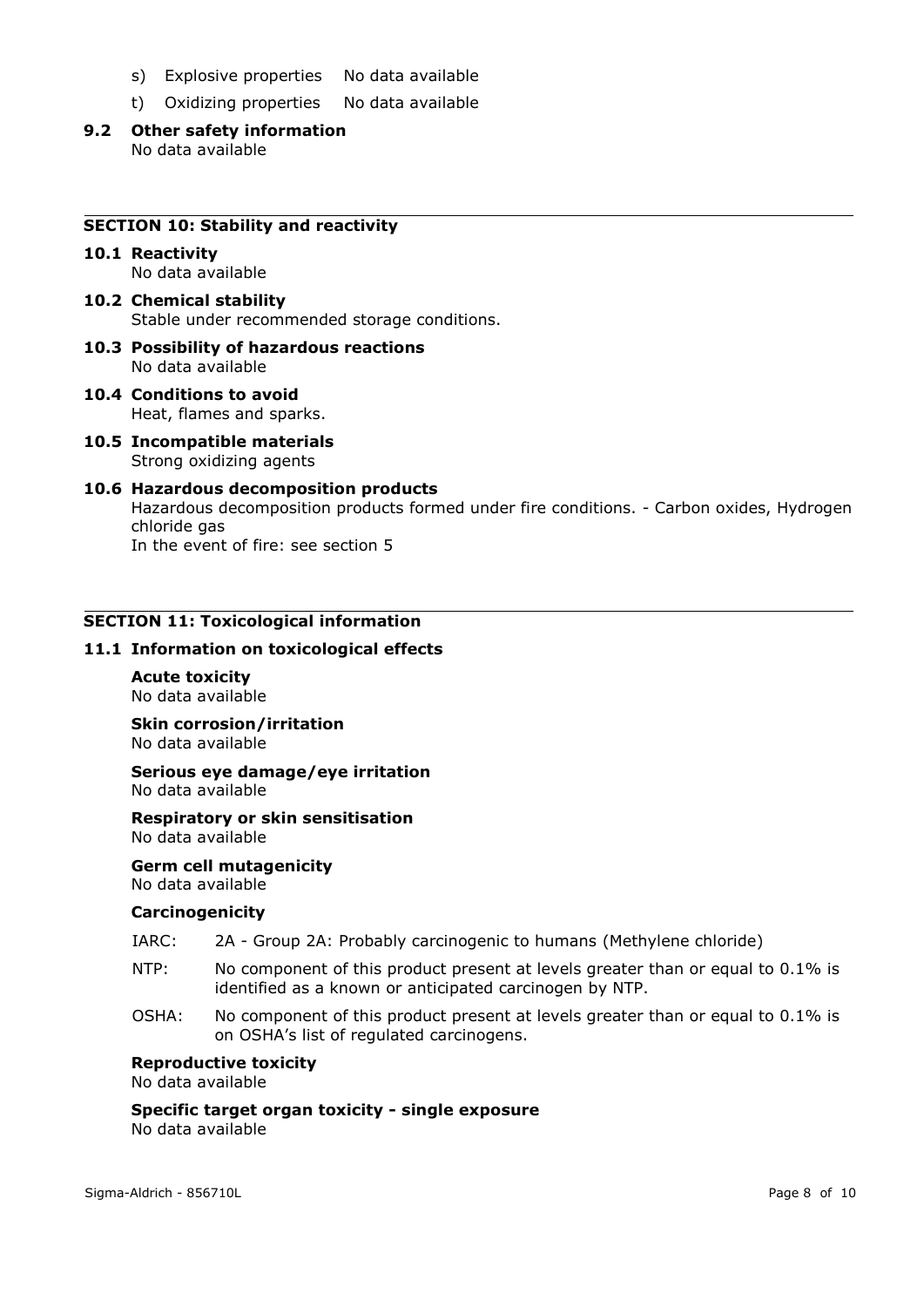s) Explosive properties No data available

t) Oxidizing properties No data available

**9.2 Other safety information**

No data available

## SECTION 10: Stability and reactivity

**10.1 Reactivity**

No data available

**10.2 Chemical stability**

Stable under recommended storage conditions.

**10.3 Possibility of hazardous reactions**

No data available

**10.4 Conditions to avoid**

Heat, flames and sparks.

**10.5 Incompatible materials**

Strong oxidizing agents

**10.6 Hazardous decomposition products**

Hazardous decomposition products formed under fire conditions. - Carbon oxides, Hydrogen chloride gas

In the event of fire: see section 5

## SECTION 11: Toxicological information

**11.1 Information on toxicological effects**

**Acute toxicity**

No data available

**Skin corrosion/irritation**

No data available

**Serious eye damage/eye irritation**

No data available

**Respiratory or skin sensitisation**

No data available

**Germ cell mutagenicity**

No data available

**Carcinogenicity**

IARC: 2A - Group 2A: Probably carcinogenic to humans (Methylene chloride)

NTP: No component of this product present at levels greater than or equal to 0.1% is identified as a known or anticipated carcinogen by NTP.

OSHA: No component of this product present at levels greater than or equal to 0.1% is on OSHA's list of regulated carcinogens.

**Reproductive toxicity**

No data available

**Specific target organ toxicity - single exposure**

No data available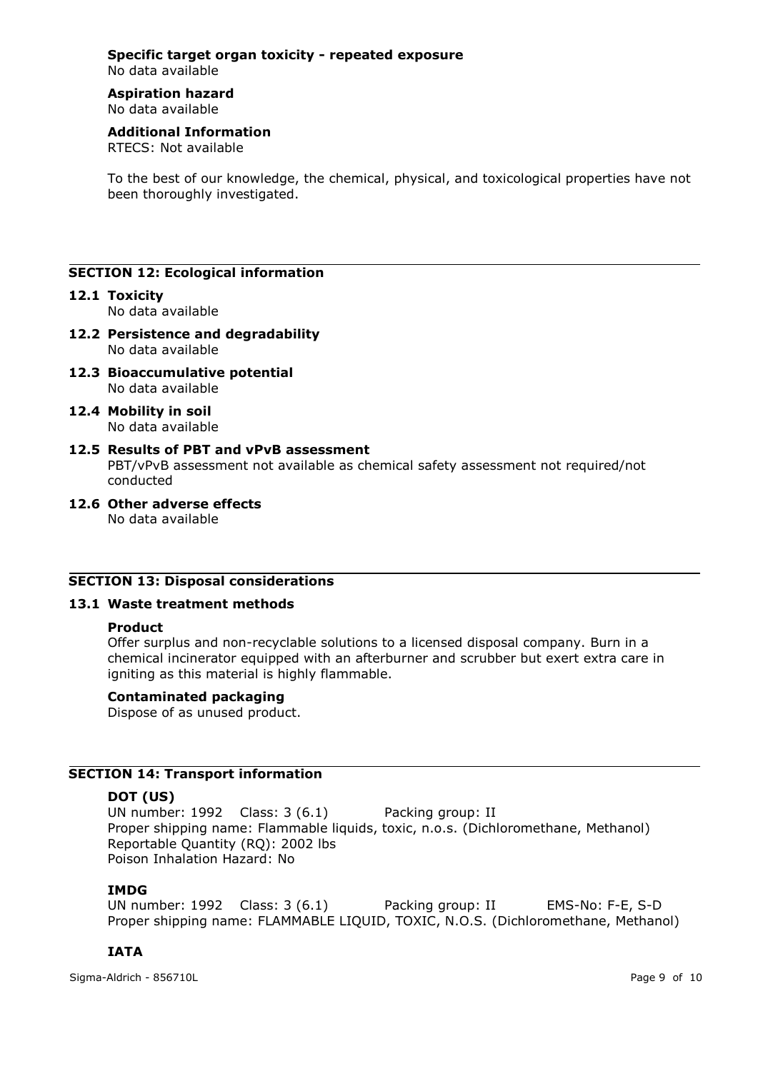**Specific target organ toxicity - repeated exposure**
No data available

**Aspiration hazard**
No data available

**Additional Information**
RTECS: Not available

To the best of our knowledge, the chemical, physical, and toxicological properties have not been thoroughly investigated.

## SECTION 12: Ecological information

### 12.1 Toxicity
No data available

### 12.2 Persistence and degradability
No data available

### 12.3 Bioaccumulative potential
No data available

### 12.4 Mobility in soil
No data available

### 12.5 Results of PBT and vPvB assessment
PBT/vPvB assessment not available as chemical safety assessment not required/not conducted

### 12.6 Other adverse effects
No data available

## SECTION 13: Disposal considerations

### 13.1 Waste treatment methods

**Product**
Offer surplus and non-recyclable solutions to a licensed disposal company. Burn in a chemical incinerator equipped with an afterburner and scrubber but exert extra care in igniting as this material is highly flammable.

**Contaminated packaging**
Dispose of as unused product.

## SECTION 14: Transport information

**DOT (US)**
UN number: 1992 Class: 3 (6.1) Packing group: II
Proper shipping name: Flammable liquids, toxic, n.o.s. (Dichloromethane, Methanol)
Reportable Quantity (RQ): 2002 lbs
Poison Inhalation Hazard: No

**IMDG**
UN number: 1992 Class: 3 (6.1) Packing group: II EMS-No: F-E, S-D
Proper shipping name: FLAMMABLE LIQUID, TOXIC, N.O.S. (Dichloromethane, Methanol)

**IATA**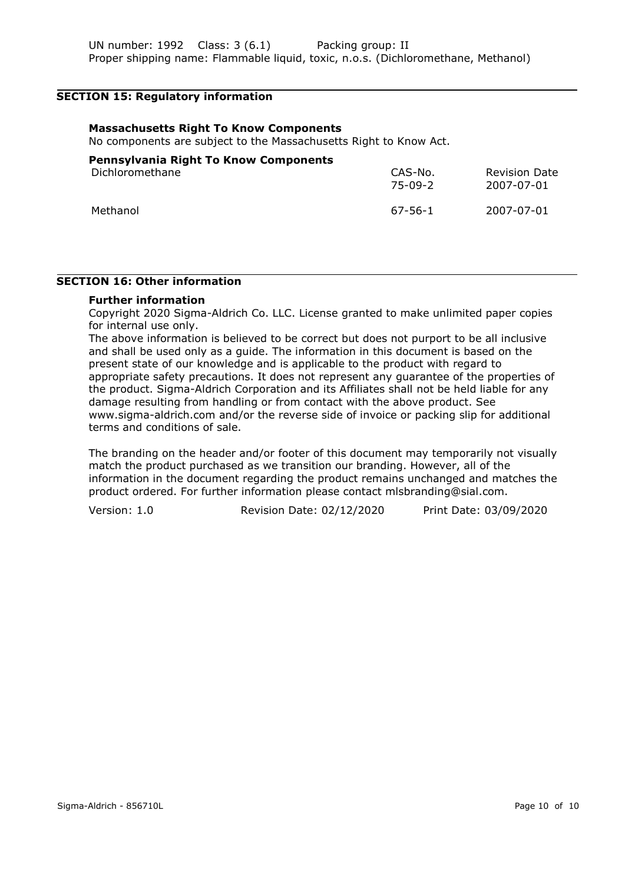UN number: 1992 Class: 3 (6.1) Packing group: II
Proper shipping name: Flammable liquid, toxic, n.o.s. (Dichloromethane, Methanol)

## SECTION 15: Regulatory information

**Massachusetts Right To Know Components**

No components are subject to the Massachusetts Right to Know Act.

**Pennsylvania Right To Know Components**

| | CAS-No. | Revision Date |
|---|---|---|
| Dichloromethane | 75-09-2 | 2007-07-01 |
| Methanol | 67-56-1 | 2007-07-01 |

## SECTION 16: Other information

**Further information**

Copyright 2020 Sigma-Aldrich Co. LLC. License granted to make unlimited paper copies for internal use only.
The above information is believed to be correct but does not purport to be all inclusive and shall be used only as a guide. The information in this document is based on the present state of our knowledge and is applicable to the product with regard to appropriate safety precautions. It does not represent any guarantee of the properties of the product. Sigma-Aldrich Corporation and its Affiliates shall not be held liable for any damage resulting from handling or from contact with the above product. See www.sigma-aldrich.com and/or the reverse side of invoice or packing slip for additional terms and conditions of sale.

The branding on the header and/or footer of this document may temporarily not visually match the product purchased as we transition our branding. However, all of the information in the document regarding the product remains unchanged and matches the product ordered. For further information please contact mlsbranding@sial.com.

Version: 1.0 Revision Date: 02/12/2020 Print Date: 03/09/2020